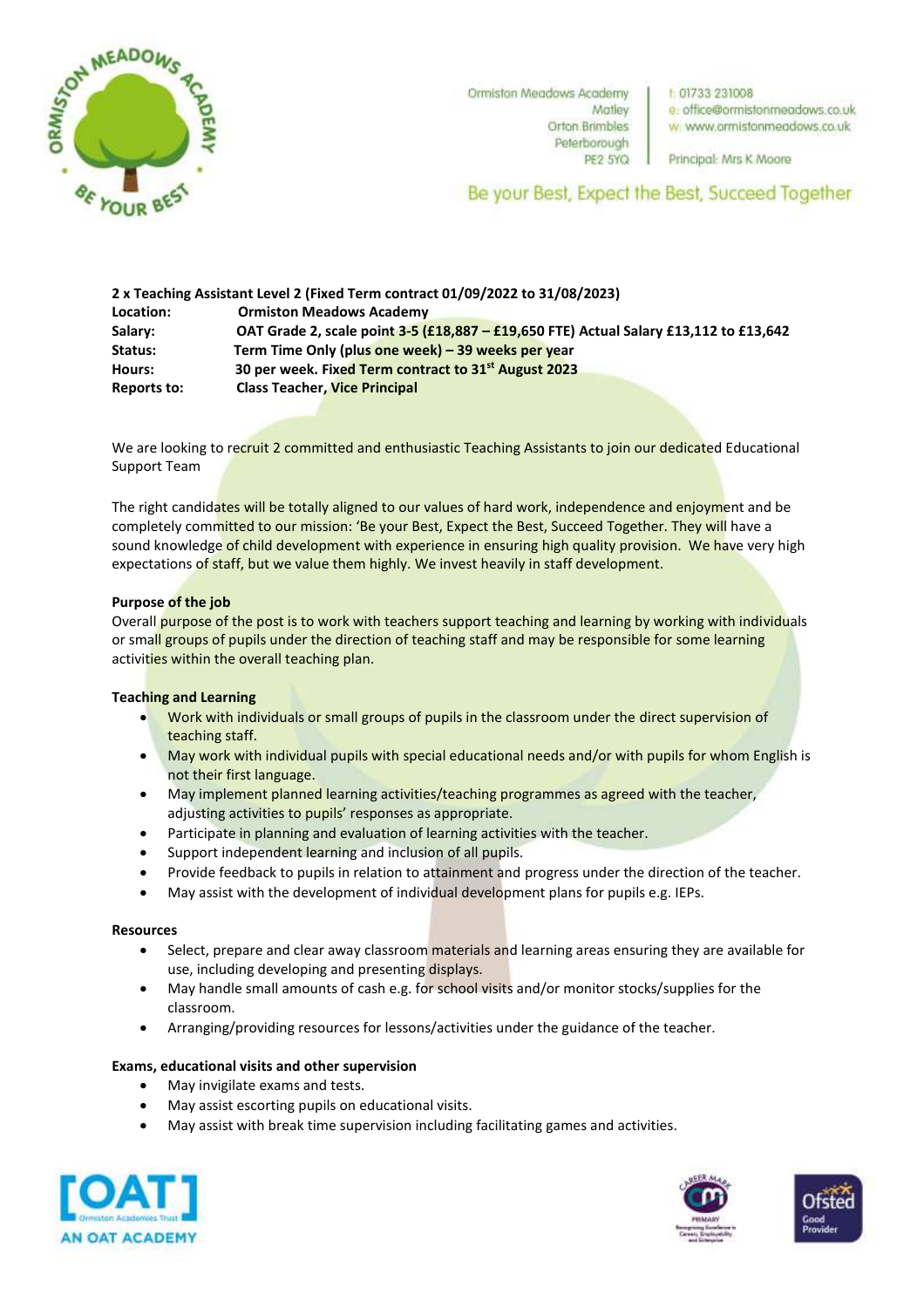Ormiston Meadows Academy
Matley
Orton Brimbles
Peterborough
PE2 5YQ

t: 01733 231008
e: office@ormistonmeadows.co.uk
w: www.ormistonmeadows.co.uk

Principal: Mrs K Moore

Be your Best, Expect the Best, Succeed Together

**2 x Teaching Assistant Level 2 (Fixed Term contract 01/09/2022 to 31/08/2023)**

| | |
|---|---|
| **Location:** | **Ormiston Meadows Academy** |
| **Salary:** | **OAT Grade 2, scale point 3-5 (£18,887 – £19,650 FTE) Actual Salary £13,112 to £13,642** |
| **Status:** | **Term Time Only (plus one week) – 39 weeks per year** |
| **Hours:** | **30 per week. Fixed Term contract to 31st August 2023** |
| **Reports to:** | **Class Teacher, Vice Principal** |

We are looking to recruit 2 committed and enthusiastic Teaching Assistants to join our dedicated Educational Support Team

The right candidates will be totally aligned to our values of hard work, independence and enjoyment and be completely committed to our mission: 'Be your Best, Expect the Best, Succeed Together. They will have a sound knowledge of child development with experience in ensuring high quality provision. We have very high expectations of staff, but we value them highly. We invest heavily in staff development.

**Purpose of the job**

Overall purpose of the post is to work with teachers support teaching and learning by working with individuals or small groups of pupils under the direction of teaching staff and may be responsible for some learning activities within the overall teaching plan.

**Teaching and Learning**

- Work with individuals or small groups of pupils in the classroom under the direct supervision of teaching staff.
- May work with individual pupils with special educational needs and/or with pupils for whom English is not their first language.
- May implement planned learning activities/teaching programmes as agreed with the teacher, adjusting activities to pupils' responses as appropriate.
- Participate in planning and evaluation of learning activities with the teacher.
- Support independent learning and inclusion of all pupils.
- Provide feedback to pupils in relation to attainment and progress under the direction of the teacher.
- May assist with the development of individual development plans for pupils e.g. IEPs.

**Resources**

- Select, prepare and clear away classroom materials and learning areas ensuring they are available for use, including developing and presenting displays.
- May handle small amounts of cash e.g. for school visits and/or monitor stocks/supplies for the classroom.
- Arranging/providing resources for lessons/activities under the guidance of the teacher.

**Exams, educational visits and other supervision**

- May invigilate exams and tests.
- May assist escorting pupils on educational visits.
- May assist with break time supervision including facilitating games and activities.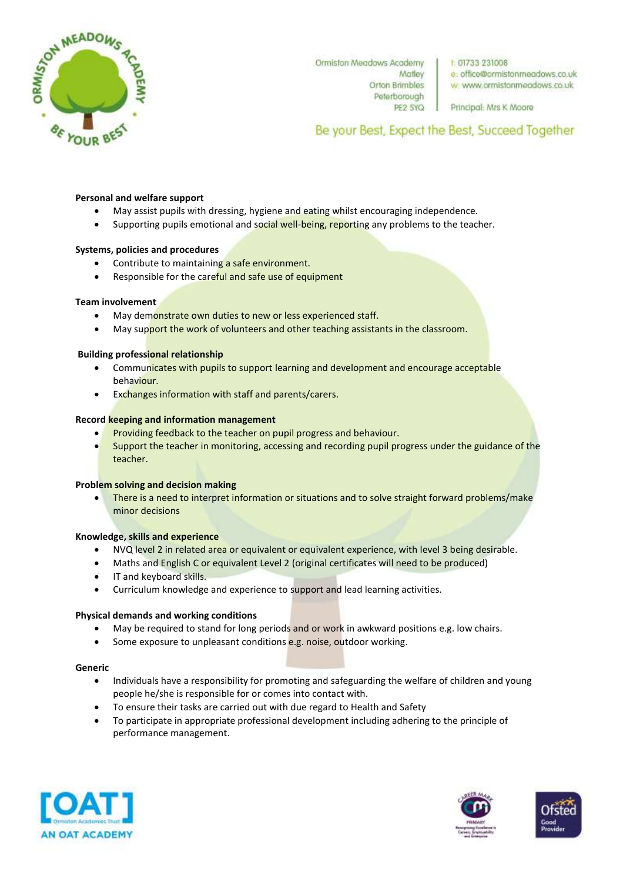**Personal and welfare support**

- May assist pupils with dressing, hygiene and eating whilst encouraging independence.
- Supporting pupils emotional and social well-being, reporting any problems to the teacher.

**Systems, policies and procedures**

- Contribute to maintaining a safe environment.
- Responsible for the careful and safe use of equipment

**Team involvement**

- May demonstrate own duties to new or less experienced staff.
- May support the work of volunteers and other teaching assistants in the classroom.

**Building professional relationship**

- Communicates with pupils to support learning and development and encourage acceptable behaviour.
- Exchanges information with staff and parents/carers.

**Record keeping and information management**

- Providing feedback to the teacher on pupil progress and behaviour.
- Support the teacher in monitoring, accessing and recording pupil progress under the guidance of the teacher.

**Problem solving and decision making**

- There is a need to interpret information or situations and to solve straight forward problems/make minor decisions

**Knowledge, skills and experience**

- NVQ level 2 in related area or equivalent or equivalent experience, with level 3 being desirable.
- Maths and English C or equivalent Level 2 (original certificates will need to be produced)
- IT and keyboard skills.
- Curriculum knowledge and experience to support and lead learning activities.

**Physical demands and working conditions**

- May be required to stand for long periods and or work in awkward positions e.g. low chairs.
- Some exposure to unpleasant conditions e.g. noise, outdoor working.

**Generic**

- Individuals have a responsibility for promoting and safeguarding the welfare of children and young people he/she is responsible for or comes into contact with.
- To ensure their tasks are carried out with due regard to Health and Safety
- To participate in appropriate professional development including adhering to the principle of performance management.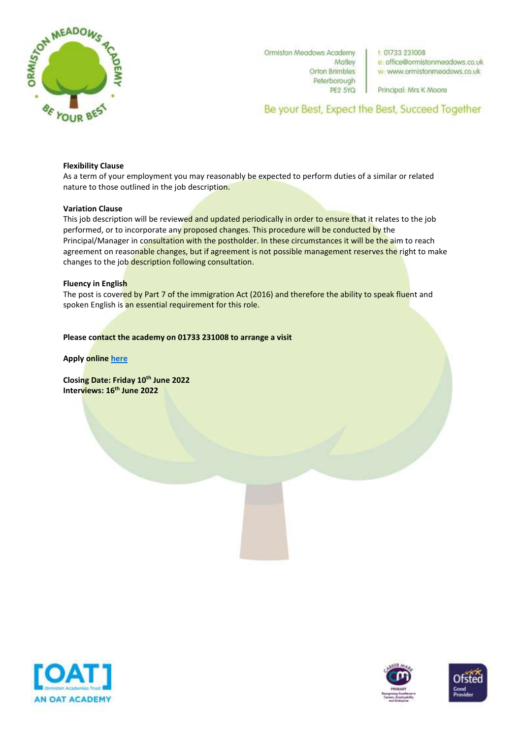**Flexibility Clause**
As a term of your employment you may reasonably be expected to perform duties of a similar or related nature to those outlined in the job description.

**Variation Clause**
This job description will be reviewed and updated periodically in order to ensure that it relates to the job performed, or to incorporate any proposed changes. This procedure will be conducted by the Principal/Manager in consultation with the postholder. In these circumstances it will be the aim to reach agreement on reasonable changes, but if agreement is not possible management reserves the right to make changes to the job description following consultation.

**Fluency in English**
The post is covered by Part 7 of the immigration Act (2016) and therefore the ability to speak fluent and spoken English is an essential requirement for this role.

**Please contact the academy on 01733 231008 to arrange a visit**

**Apply online [here]**

**Closing Date: Friday 10th June 2022**
**Interviews: 16th June 2022**